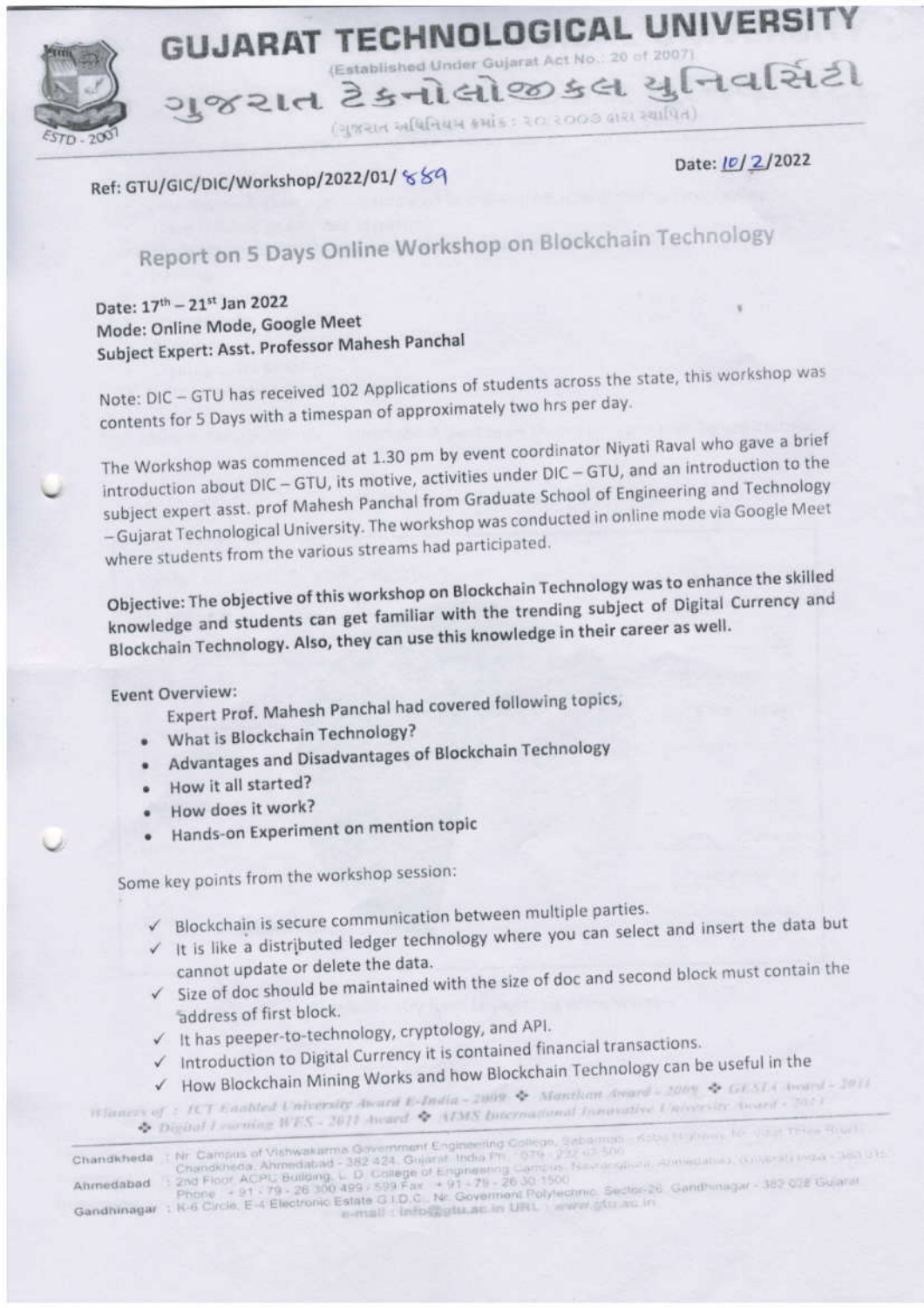# GUJARAT TECHNOLOGICAL UNIVERSITY

(Established Under Gujarat Act No.: 20 of 2007)

ગુજરાત ટેકનોલોજીકલ યુનિવર્સિટી

(ગુજરાત અધિનિયમ ક્રમાંક : ૨૦ : ૨૦૦૭ દ્વારા સ્થાપિત)

Ref: GTU/GIC/DIC/Workshop/2022/01/ 889

Date: 10/ 2/2022

## Report on 5 Days Online Workshop on Blockchain Technology

**Date: 17th – 21st Jan 2022**
**Mode: Online Mode, Google Meet**
**Subject Expert: Asst. Professor Mahesh Panchal**

Note: DIC – GTU has received 102 Applications of students across the state, this workshop was contents for 5 Days with a timespan of approximately two hrs per day.

The Workshop was commenced at 1.30 pm by event coordinator Niyati Raval who gave a brief introduction about DIC – GTU, its motive, activities under DIC – GTU, and an introduction to the subject expert asst. prof Mahesh Panchal from Graduate School of Engineering and Technology – Gujarat Technological University. The workshop was conducted in online mode via Google Meet where students from the various streams had participated.

**Objective: The objective of this workshop on Blockchain Technology was to enhance the skilled knowledge and students can get familiar with the trending subject of Digital Currency and Blockchain Technology. Also, they can use this knowledge in their career as well.**

**Event Overview:**

Expert Prof. Mahesh Panchal had covered following topics,

- What is Blockchain Technology?
- Advantages and Disadvantages of Blockchain Technology
- How it all started?
- How does it work?
- Hands-on Experiment on mention topic

Some key points from the workshop session:

- ✓ Blockchain is secure communication between multiple parties.
- ✓ It is like a distributed ledger technology where you can select and insert the data but cannot update or delete the data.
- ✓ Size of doc should be maintained with the size of doc and second block must contain the address of first block.
- ✓ It has peeper-to-technology, cryptology, and API.
- ✓ Introduction to Digital Currency it is contained financial transactions.
- ✓ How Blockchain Mining Works and how Blockchain Technology can be useful in the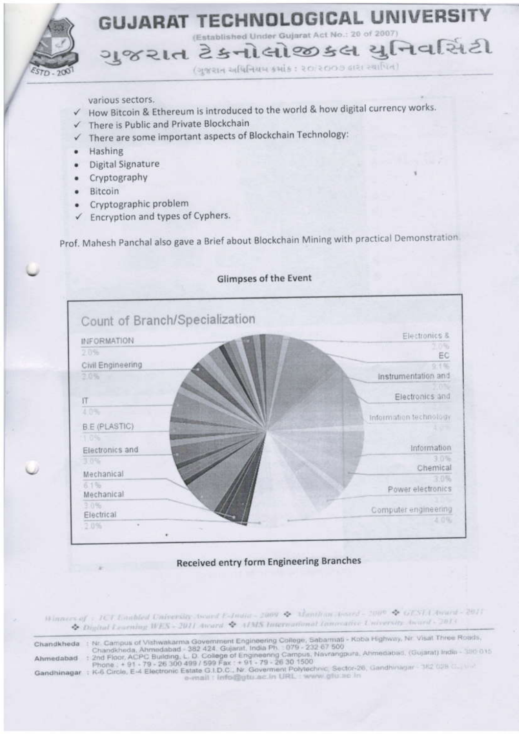various sectors.

- ✓ How Bitcoin & Ethereum is introduced to the world & how digital currency works.
- ✓ There is Public and Private Blockchain
- ✓ There are some important aspects of Blockchain Technology:
- Hashing
- Digital Signature
- Cryptography
- Bitcoin
- Cryptographic problem
- ✓ Encryption and types of Cyphers.

Prof. Mahesh Panchal also gave a Brief about Blockchain Mining with practical Demonstration.

**Glimpses of the Event**

Count of Branch/Specialization

INFORMATION 2.0%

Civil Engineering 2.0%

IT 4.0%

B.E (PLASTIC) 1.0%

Electronics and 3.0%

Mechanical 6.1%

Mechanical 3.0%

Electrical 2.0%

Electronics & 2.0%

EC 9.1%

Instrumentation and 2.0%

Electronics and

Information technology 4.0%

Information 3.0%

Chemical 3.0%

Power electronics 1.0%

Computer engineering 4.0%

**Received entry form Engineering Branches**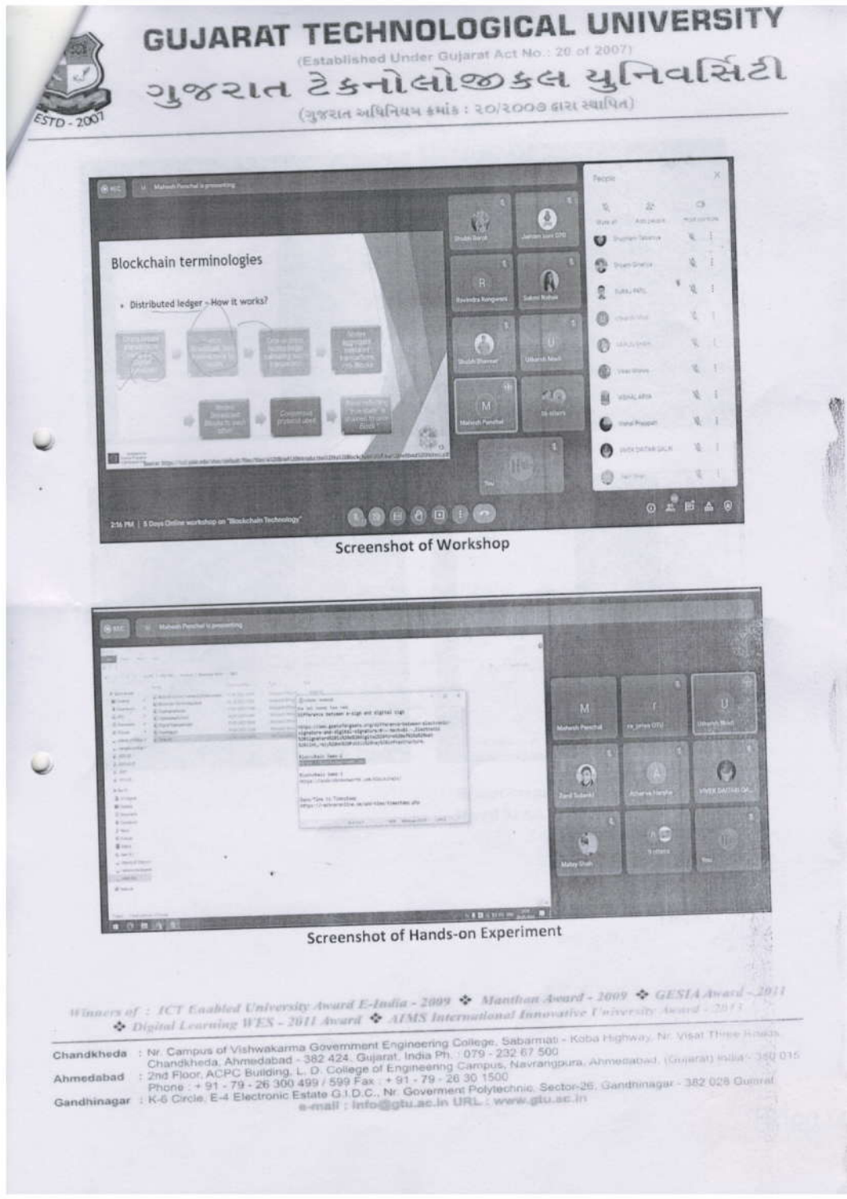# GUJARAT TECHNOLOGICAL UNIVERSITY

(Established Under Gujarat Act No.: 20 of 2007)

ગુજરાત ટેકનોલોજીકલ યુનિવર્સિટી

(ગુજરાત અધિનિયમ ક્રમાંક : ૨૦/૨૦૦૭ દ્વારા સ્થાપિત)

Screenshot of Workshop

Screenshot of Hands-on Experiment

*Winners of : ICT Enabled University Award E-India - 2009 ❖ Manthan Award - 2009 ❖ GESIA Award - 2011 ❖ Digital Learning WES - 2011 Award ❖ AIMS International Innovative University Award - 2013*

Chandkheda : Nr. Campus of Vishwakarma Government Engineering College, Sabarmati - Koba Highway, Nr. Visat Three Roads, Chandkheda, Ahmedabad - 382 424. Gujarat. India Ph. : 079 - 232 67 500

Ahmedabad : 2nd Floor, ACPC Building, L. D. College of Engineering Campus, Navrangpura, Ahmedabad, (Gujarat) India - 380 015 Phone : + 91 - 79 - 26 300 499 / 599 Fax : + 91 - 79 - 26 30 1500

Gandhinagar : K-6 Circle, E-4 Electronic Estate G.I.D.C., Nr. Goverment Polytechnic, Sector-26, Gandhinagar - 382 028 Gujarat

e-mail : info@gtu.ac.in URL : www.gtu.ac.in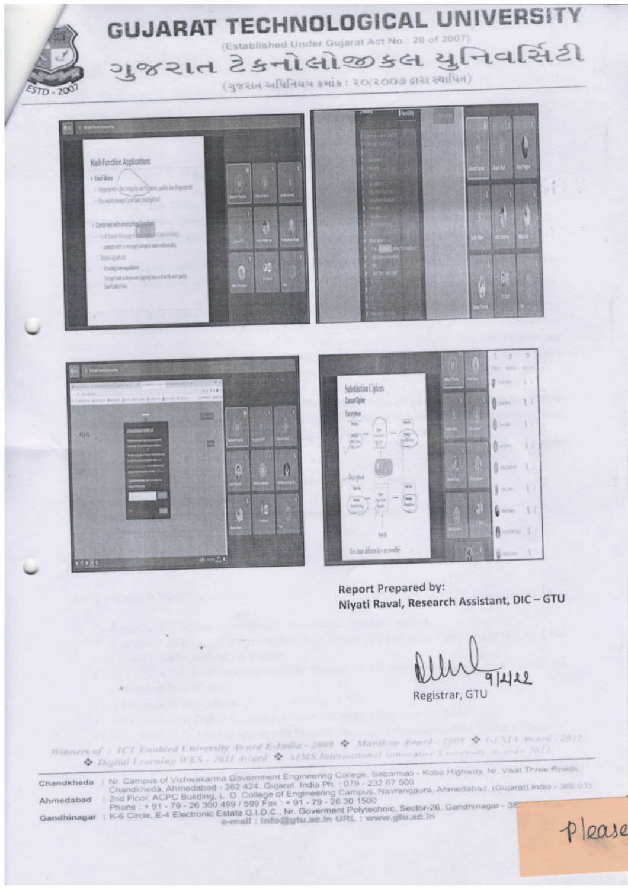Report Prepared by:
Niyati Raval, Research Assistant, DIC – GTU

9/4/22
Registrar, GTU

Please